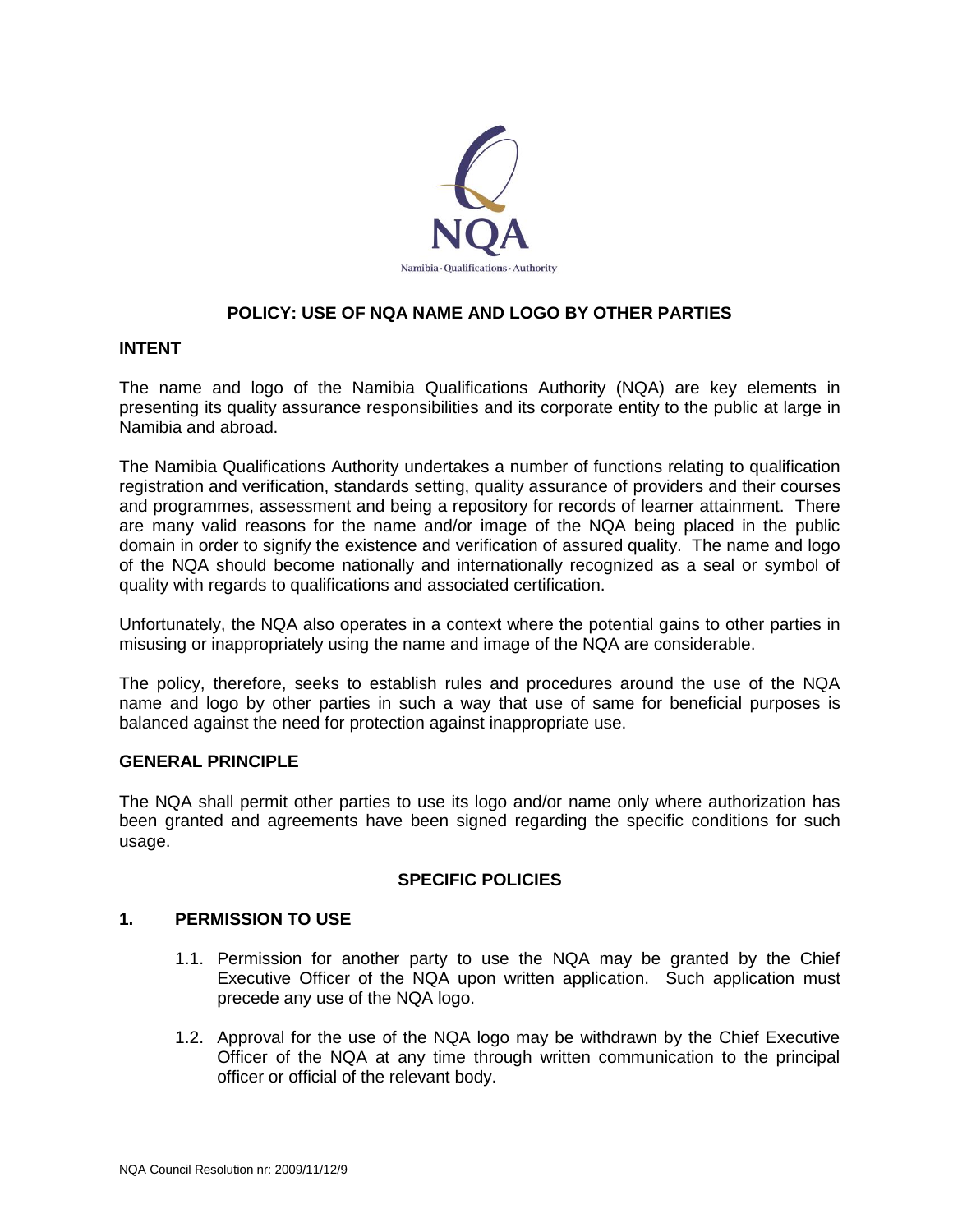NQA

Namibia · Qualifications · Authority

# POLICY: USE OF NQA NAME AND LOGO BY OTHER PARTIES

## INTENT

The name and logo of the Namibia Qualifications Authority (NQA) are key elements in presenting its quality assurance responsibilities and its corporate entity to the public at large in Namibia and abroad.

The Namibia Qualifications Authority undertakes a number of functions relating to qualification registration and verification, standards setting, quality assurance of providers and their courses and programmes, assessment and being a repository for records of learner attainment. There are many valid reasons for the name and/or image of the NQA being placed in the public domain in order to signify the existence and verification of assured quality. The name and logo of the NQA should become nationally and internationally recognized as a seal or symbol of quality with regards to qualifications and associated certification.

Unfortunately, the NQA also operates in a context where the potential gains to other parties in misusing or inappropriately using the name and image of the NQA are considerable.

The policy, therefore, seeks to establish rules and procedures around the use of the NQA name and logo by other parties in such a way that use of same for beneficial purposes is balanced against the need for protection against inappropriate use.

## GENERAL PRINCIPLE

The NQA shall permit other parties to use its logo and/or name only where authorization has been granted and agreements have been signed regarding the specific conditions for such usage.

## SPECIFIC POLICIES

### 1. PERMISSION TO USE

1.1. Permission for another party to use the NQA may be granted by the Chief Executive Officer of the NQA upon written application. Such application must precede any use of the NQA logo.

1.2. Approval for the use of the NQA logo may be withdrawn by the Chief Executive Officer of the NQA at any time through written communication to the principal officer or official of the relevant body.

NQA Council Resolution nr: 2009/11/12/9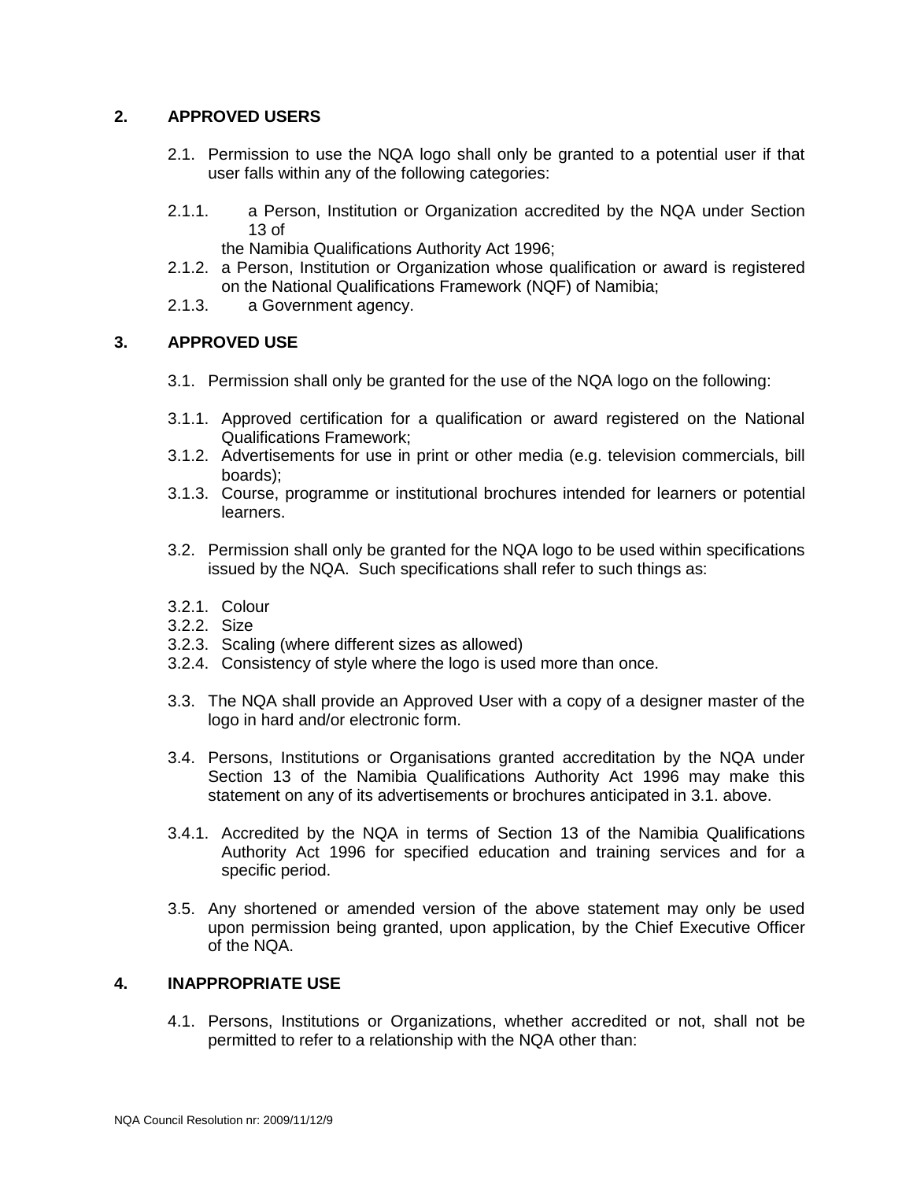## 2. APPROVED USERS

2.1. Permission to use the NQA logo shall only be granted to a potential user if that user falls within any of the following categories:

2.1.1. a Person, Institution or Organization accredited by the NQA under Section 13 of the Namibia Qualifications Authority Act 1996;

2.1.2. a Person, Institution or Organization whose qualification or award is registered on the National Qualifications Framework (NQF) of Namibia;

2.1.3. a Government agency.

## 3. APPROVED USE

3.1. Permission shall only be granted for the use of the NQA logo on the following:

3.1.1. Approved certification for a qualification or award registered on the National Qualifications Framework;

3.1.2. Advertisements for use in print or other media (e.g. television commercials, bill boards);

3.1.3. Course, programme or institutional brochures intended for learners or potential learners.

3.2. Permission shall only be granted for the NQA logo to be used within specifications issued by the NQA. Such specifications shall refer to such things as:

3.2.1. Colour
3.2.2. Size
3.2.3. Scaling (where different sizes as allowed)
3.2.4. Consistency of style where the logo is used more than once.

3.3. The NQA shall provide an Approved User with a copy of a designer master of the logo in hard and/or electronic form.

3.4. Persons, Institutions or Organisations granted accreditation by the NQA under Section 13 of the Namibia Qualifications Authority Act 1996 may make this statement on any of its advertisements or brochures anticipated in 3.1. above.

3.4.1. Accredited by the NQA in terms of Section 13 of the Namibia Qualifications Authority Act 1996 for specified education and training services and for a specific period.

3.5. Any shortened or amended version of the above statement may only be used upon permission being granted, upon application, by the Chief Executive Officer of the NQA.

## 4. INAPPROPRIATE USE

4.1. Persons, Institutions or Organizations, whether accredited or not, shall not be permitted to refer to a relationship with the NQA other than: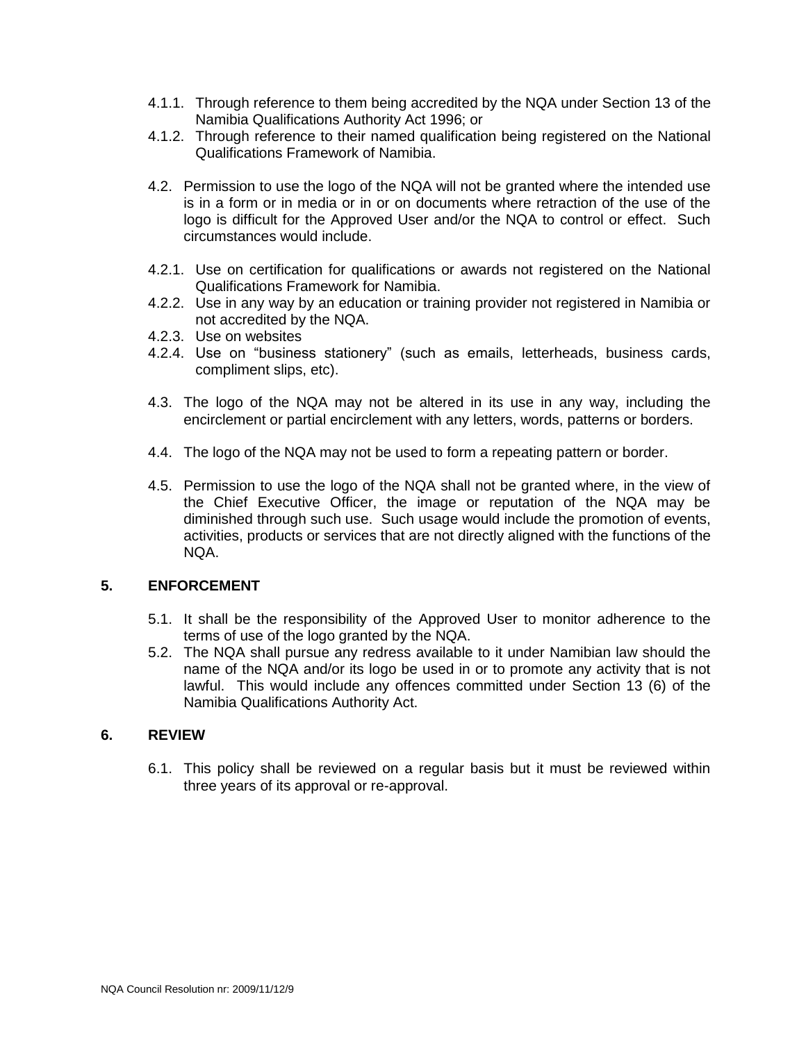4.1.1. Through reference to them being accredited by the NQA under Section 13 of the Namibia Qualifications Authority Act 1996; or

4.1.2. Through reference to their named qualification being registered on the National Qualifications Framework of Namibia.

4.2. Permission to use the logo of the NQA will not be granted where the intended use is in a form or in media or in or on documents where retraction of the use of the logo is difficult for the Approved User and/or the NQA to control or effect. Such circumstances would include.

4.2.1. Use on certification for qualifications or awards not registered on the National Qualifications Framework for Namibia.

4.2.2. Use in any way by an education or training provider not registered in Namibia or not accredited by the NQA.

4.2.3. Use on websites

4.2.4. Use on "business stationery" (such as emails, letterheads, business cards, compliment slips, etc).

4.3. The logo of the NQA may not be altered in its use in any way, including the encirclement or partial encirclement with any letters, words, patterns or borders.

4.4. The logo of the NQA may not be used to form a repeating pattern or border.

4.5. Permission to use the logo of the NQA shall not be granted where, in the view of the Chief Executive Officer, the image or reputation of the NQA may be diminished through such use. Such usage would include the promotion of events, activities, products or services that are not directly aligned with the functions of the NQA.

## 5. ENFORCEMENT

5.1. It shall be the responsibility of the Approved User to monitor adherence to the terms of use of the logo granted by the NQA.

5.2. The NQA shall pursue any redress available to it under Namibian law should the name of the NQA and/or its logo be used in or to promote any activity that is not lawful. This would include any offences committed under Section 13 (6) of the Namibia Qualifications Authority Act.

## 6. REVIEW

6.1. This policy shall be reviewed on a regular basis but it must be reviewed within three years of its approval or re-approval.

NQA Council Resolution nr: 2009/11/12/9